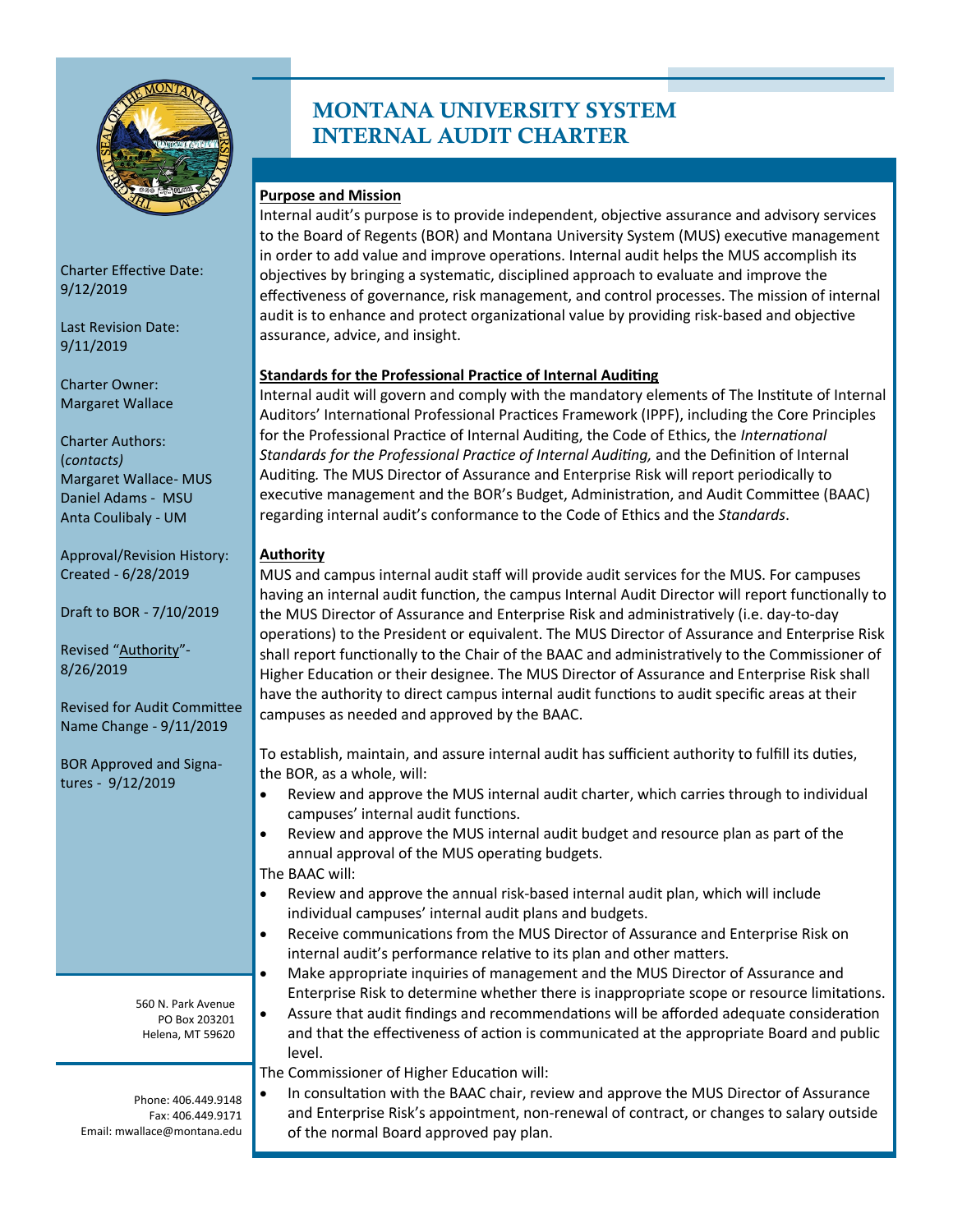# MONTANA UNIVERSITY SYSTEM INTERNAL AUDIT CHARTER

Charter Effective Date: 9/12/2019

Last Revision Date: 9/11/2019

Charter Owner: Margaret Wallace

Charter Authors: (*contacts)*
Margaret Wallace- MUS
Daniel Adams - MSU
Anta Coulibaly - UM

Approval/Revision History:
Created - 6/28/2019

Draft to BOR - 7/10/2019

Revised "Authority"- 8/26/2019

Revised for Audit Committee Name Change - 9/11/2019

BOR Approved and Signatures - 9/12/2019

560 N. Park Avenue
PO Box 203201
Helena, MT 59620

Phone: 406.449.9148
Fax: 406.449.9171
Email: mwallace@montana.edu

**Purpose and Mission**

Internal audit's purpose is to provide independent, objective assurance and advisory services to the Board of Regents (BOR) and Montana University System (MUS) executive management in order to add value and improve operations. Internal audit helps the MUS accomplish its objectives by bringing a systematic, disciplined approach to evaluate and improve the effectiveness of governance, risk management, and control processes. The mission of internal audit is to enhance and protect organizational value by providing risk-based and objective assurance, advice, and insight.

**Standards for the Professional Practice of Internal Auditing**

Internal audit will govern and comply with the mandatory elements of The Institute of Internal Auditors' International Professional Practices Framework (IPPF), including the Core Principles for the Professional Practice of Internal Auditing, the Code of Ethics, the *International Standards for the Professional Practice of Internal Auditing,* and the Definition of Internal Auditing*.* The MUS Director of Assurance and Enterprise Risk will report periodically to executive management and the BOR's Budget, Administration, and Audit Committee (BAAC) regarding internal audit's conformance to the Code of Ethics and the *Standards*.

**Authority**

MUS and campus internal audit staff will provide audit services for the MUS. For campuses having an internal audit function, the campus Internal Audit Director will report functionally to the MUS Director of Assurance and Enterprise Risk and administratively (i.e. day-to-day operations) to the President or equivalent. The MUS Director of Assurance and Enterprise Risk shall report functionally to the Chair of the BAAC and administratively to the Commissioner of Higher Education or their designee. The MUS Director of Assurance and Enterprise Risk shall have the authority to direct campus internal audit functions to audit specific areas at their campuses as needed and approved by the BAAC.

To establish, maintain, and assure internal audit has sufficient authority to fulfill its duties, the BOR, as a whole, will:

- Review and approve the MUS internal audit charter, which carries through to individual campuses' internal audit functions.
- Review and approve the MUS internal audit budget and resource plan as part of the annual approval of the MUS operating budgets.

The BAAC will:

- Review and approve the annual risk-based internal audit plan, which will include individual campuses' internal audit plans and budgets.
- Receive communications from the MUS Director of Assurance and Enterprise Risk on internal audit's performance relative to its plan and other matters.
- Make appropriate inquiries of management and the MUS Director of Assurance and Enterprise Risk to determine whether there is inappropriate scope or resource limitations.
- Assure that audit findings and recommendations will be afforded adequate consideration and that the effectiveness of action is communicated at the appropriate Board and public level.

The Commissioner of Higher Education will:

- In consultation with the BAAC chair, review and approve the MUS Director of Assurance and Enterprise Risk's appointment, non-renewal of contract, or changes to salary outside of the normal Board approved pay plan.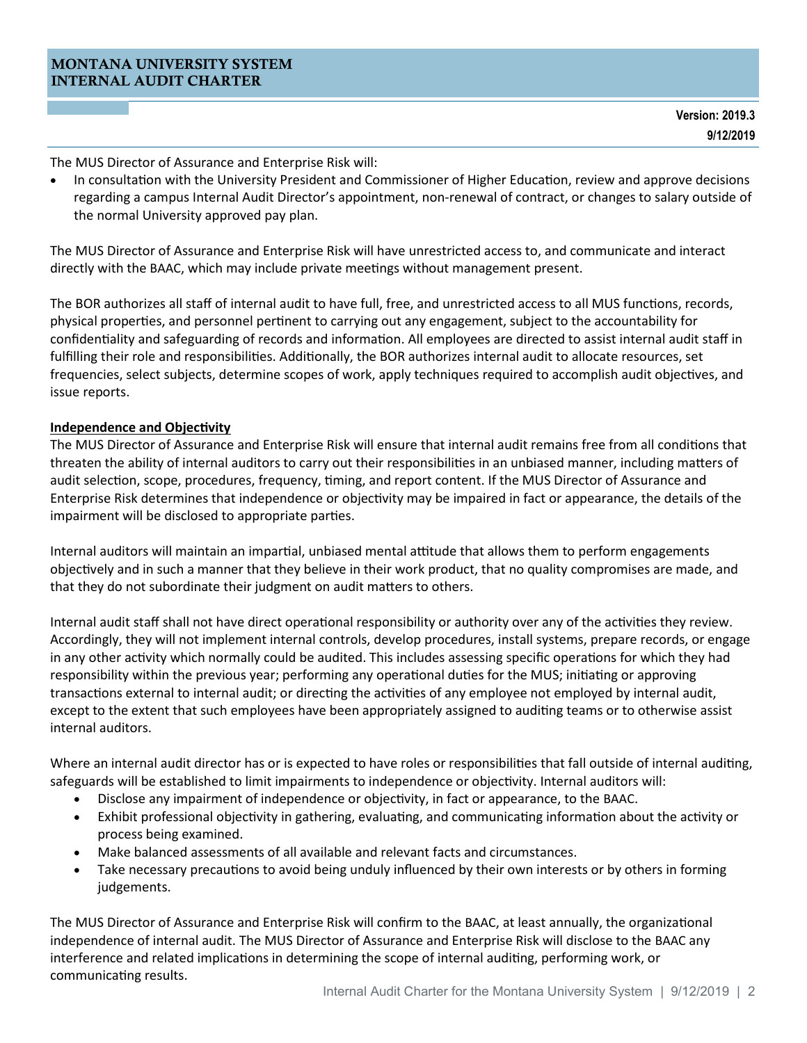The MUS Director of Assurance and Enterprise Risk will:

- In consultation with the University President and Commissioner of Higher Education, review and approve decisions regarding a campus Internal Audit Director's appointment, non-renewal of contract, or changes to salary outside of the normal University approved pay plan.

The MUS Director of Assurance and Enterprise Risk will have unrestricted access to, and communicate and interact directly with the BAAC, which may include private meetings without management present.

The BOR authorizes all staff of internal audit to have full, free, and unrestricted access to all MUS functions, records, physical properties, and personnel pertinent to carrying out any engagement, subject to the accountability for confidentiality and safeguarding of records and information. All employees are directed to assist internal audit staff in fulfilling their role and responsibilities. Additionally, the BOR authorizes internal audit to allocate resources, set frequencies, select subjects, determine scopes of work, apply techniques required to accomplish audit objectives, and issue reports.

**Independence and Objectivity**

The MUS Director of Assurance and Enterprise Risk will ensure that internal audit remains free from all conditions that threaten the ability of internal auditors to carry out their responsibilities in an unbiased manner, including matters of audit selection, scope, procedures, frequency, timing, and report content. If the MUS Director of Assurance and Enterprise Risk determines that independence or objectivity may be impaired in fact or appearance, the details of the impairment will be disclosed to appropriate parties.

Internal auditors will maintain an impartial, unbiased mental attitude that allows them to perform engagements objectively and in such a manner that they believe in their work product, that no quality compromises are made, and that they do not subordinate their judgment on audit matters to others.

Internal audit staff shall not have direct operational responsibility or authority over any of the activities they review. Accordingly, they will not implement internal controls, develop procedures, install systems, prepare records, or engage in any other activity which normally could be audited. This includes assessing specific operations for which they had responsibility within the previous year; performing any operational duties for the MUS; initiating or approving transactions external to internal audit; or directing the activities of any employee not employed by internal audit, except to the extent that such employees have been appropriately assigned to auditing teams or to otherwise assist internal auditors.

Where an internal audit director has or is expected to have roles or responsibilities that fall outside of internal auditing, safeguards will be established to limit impairments to independence or objectivity. Internal auditors will:

- Disclose any impairment of independence or objectivity, in fact or appearance, to the BAAC.
- Exhibit professional objectivity in gathering, evaluating, and communicating information about the activity or process being examined.
- Make balanced assessments of all available and relevant facts and circumstances.
- Take necessary precautions to avoid being unduly influenced by their own interests or by others in forming judgements.

The MUS Director of Assurance and Enterprise Risk will confirm to the BAAC, at least annually, the organizational independence of internal audit. The MUS Director of Assurance and Enterprise Risk will disclose to the BAAC any interference and related implications in determining the scope of internal auditing, performing work, or communicating results.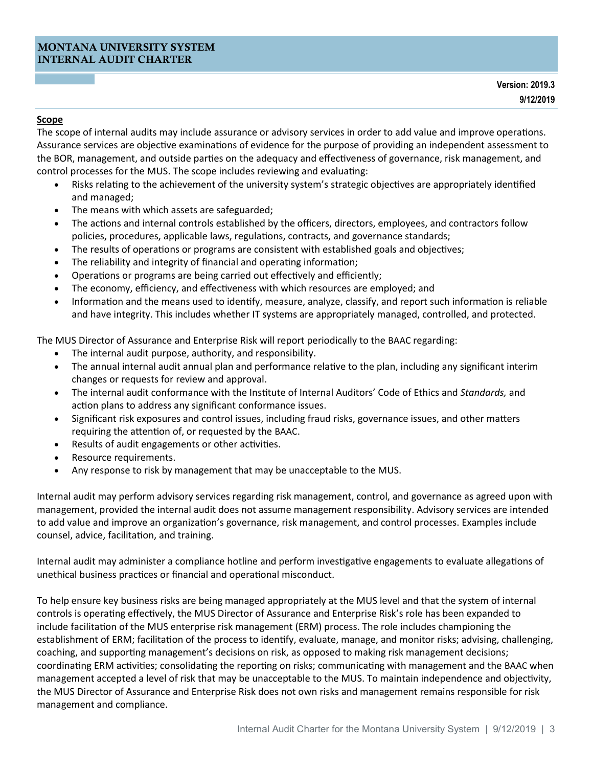## Scope

The scope of internal audits may include assurance or advisory services in order to add value and improve operations. Assurance services are objective examinations of evidence for the purpose of providing an independent assessment to the BOR, management, and outside parties on the adequacy and effectiveness of governance, risk management, and control processes for the MUS. The scope includes reviewing and evaluating:

- Risks relating to the achievement of the university system's strategic objectives are appropriately identified and managed;
- The means with which assets are safeguarded;
- The actions and internal controls established by the officers, directors, employees, and contractors follow policies, procedures, applicable laws, regulations, contracts, and governance standards;
- The results of operations or programs are consistent with established goals and objectives;
- The reliability and integrity of financial and operating information;
- Operations or programs are being carried out effectively and efficiently;
- The economy, efficiency, and effectiveness with which resources are employed; and
- Information and the means used to identify, measure, analyze, classify, and report such information is reliable and have integrity. This includes whether IT systems are appropriately managed, controlled, and protected.

The MUS Director of Assurance and Enterprise Risk will report periodically to the BAAC regarding:

- The internal audit purpose, authority, and responsibility.
- The annual internal audit annual plan and performance relative to the plan, including any significant interim changes or requests for review and approval.
- The internal audit conformance with the Institute of Internal Auditors' Code of Ethics and *Standards,* and action plans to address any significant conformance issues.
- Significant risk exposures and control issues, including fraud risks, governance issues, and other matters requiring the attention of, or requested by the BAAC.
- Results of audit engagements or other activities.
- Resource requirements.
- Any response to risk by management that may be unacceptable to the MUS.

Internal audit may perform advisory services regarding risk management, control, and governance as agreed upon with management, provided the internal audit does not assume management responsibility. Advisory services are intended to add value and improve an organization's governance, risk management, and control processes. Examples include counsel, advice, facilitation, and training.

Internal audit may administer a compliance hotline and perform investigative engagements to evaluate allegations of unethical business practices or financial and operational misconduct.

To help ensure key business risks are being managed appropriately at the MUS level and that the system of internal controls is operating effectively, the MUS Director of Assurance and Enterprise Risk's role has been expanded to include facilitation of the MUS enterprise risk management (ERM) process. The role includes championing the establishment of ERM; facilitation of the process to identify, evaluate, manage, and monitor risks; advising, challenging, coaching, and supporting management's decisions on risk, as opposed to making risk management decisions; coordinating ERM activities; consolidating the reporting on risks; communicating with management and the BAAC when management accepted a level of risk that may be unacceptable to the MUS. To maintain independence and objectivity, the MUS Director of Assurance and Enterprise Risk does not own risks and management remains responsible for risk management and compliance.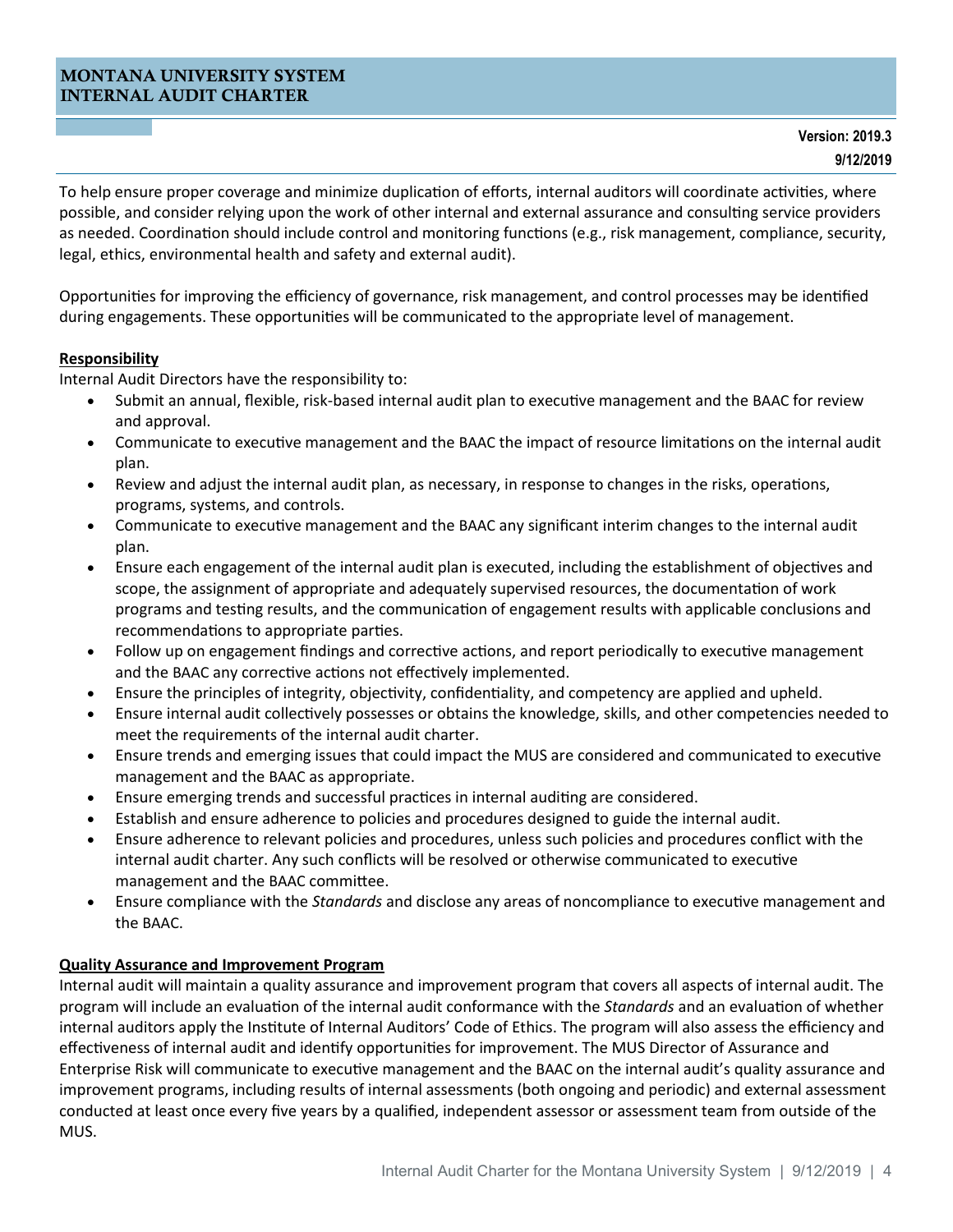To help ensure proper coverage and minimize duplication of efforts, internal auditors will coordinate activities, where possible, and consider relying upon the work of other internal and external assurance and consulting service providers as needed. Coordination should include control and monitoring functions (e.g., risk management, compliance, security, legal, ethics, environmental health and safety and external audit).

Opportunities for improving the efficiency of governance, risk management, and control processes may be identified during engagements. These opportunities will be communicated to the appropriate level of management.

**Responsibility**

Internal Audit Directors have the responsibility to:

- Submit an annual, flexible, risk-based internal audit plan to executive management and the BAAC for review and approval.
- Communicate to executive management and the BAAC the impact of resource limitations on the internal audit plan.
- Review and adjust the internal audit plan, as necessary, in response to changes in the risks, operations, programs, systems, and controls.
- Communicate to executive management and the BAAC any significant interim changes to the internal audit plan.
- Ensure each engagement of the internal audit plan is executed, including the establishment of objectives and scope, the assignment of appropriate and adequately supervised resources, the documentation of work programs and testing results, and the communication of engagement results with applicable conclusions and recommendations to appropriate parties.
- Follow up on engagement findings and corrective actions, and report periodically to executive management and the BAAC any corrective actions not effectively implemented.
- Ensure the principles of integrity, objectivity, confidentiality, and competency are applied and upheld.
- Ensure internal audit collectively possesses or obtains the knowledge, skills, and other competencies needed to meet the requirements of the internal audit charter.
- Ensure trends and emerging issues that could impact the MUS are considered and communicated to executive management and the BAAC as appropriate.
- Ensure emerging trends and successful practices in internal auditing are considered.
- Establish and ensure adherence to policies and procedures designed to guide the internal audit.
- Ensure adherence to relevant policies and procedures, unless such policies and procedures conflict with the internal audit charter. Any such conflicts will be resolved or otherwise communicated to executive management and the BAAC committee.
- Ensure compliance with the *Standards* and disclose any areas of noncompliance to executive management and the BAAC.

**Quality Assurance and Improvement Program**

Internal audit will maintain a quality assurance and improvement program that covers all aspects of internal audit. The program will include an evaluation of the internal audit conformance with the *Standards* and an evaluation of whether internal auditors apply the Institute of Internal Auditors' Code of Ethics. The program will also assess the efficiency and effectiveness of internal audit and identify opportunities for improvement. The MUS Director of Assurance and Enterprise Risk will communicate to executive management and the BAAC on the internal audit's quality assurance and improvement programs, including results of internal assessments (both ongoing and periodic) and external assessment conducted at least once every five years by a qualified, independent assessor or assessment team from outside of the MUS.